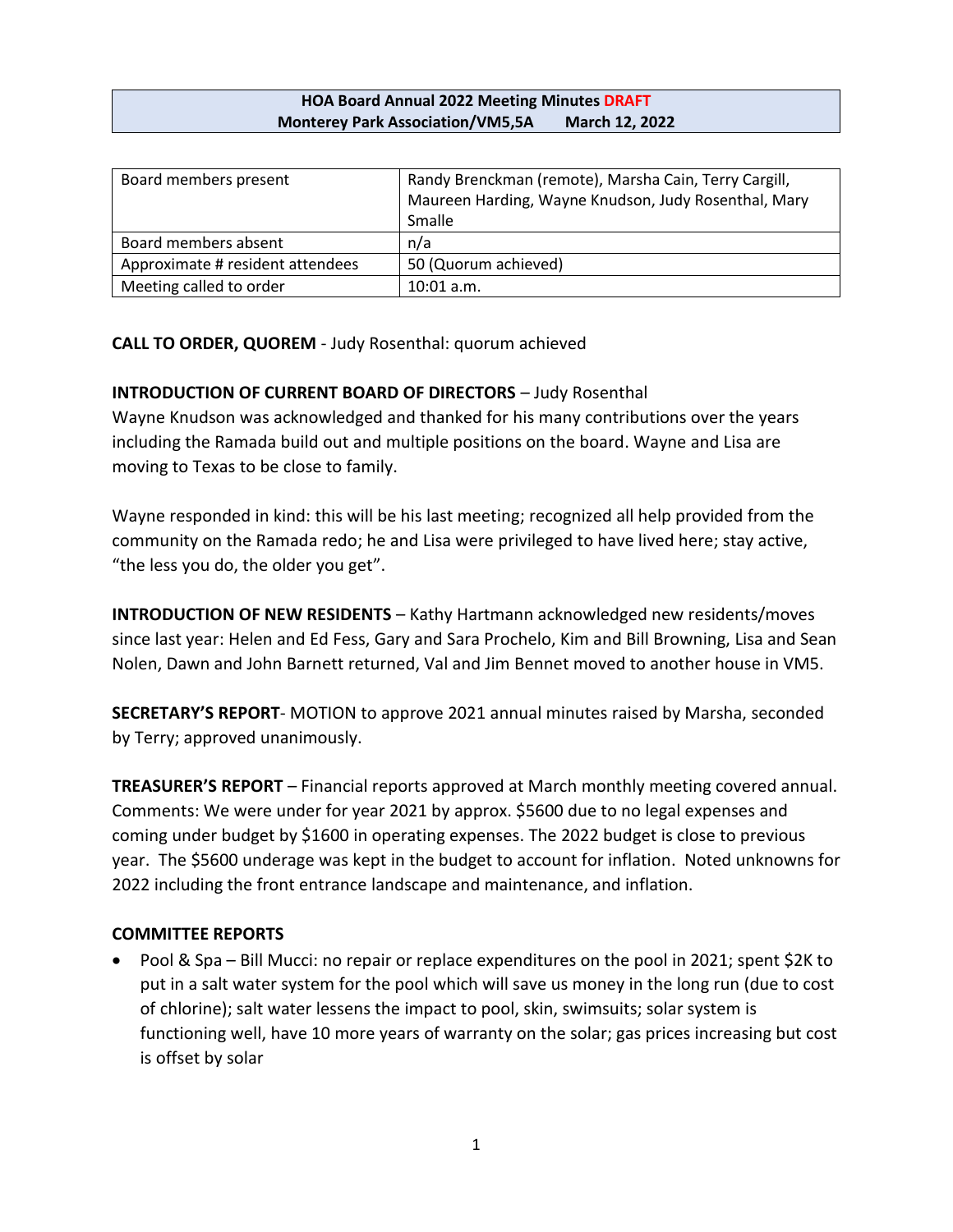**HOA Board Annual 2022 Meeting Minutes DRAFT**
**Monterey Park Association/VM5,5A March 12, 2022**

| Board members present | Randy Brenckman (remote), Marsha Cain, Terry Cargill, Maureen Harding, Wayne Knudson, Judy Rosenthal, Mary Smalle |
|---|---|
| Board members absent | n/a |
| Approximate # resident attendees | 50 (Quorum achieved) |
| Meeting called to order | 10:01 a.m. |

**CALL TO ORDER, QUOREM** - Judy Rosenthal: quorum achieved

**INTRODUCTION OF CURRENT BOARD OF DIRECTORS** – Judy Rosenthal
Wayne Knudson was acknowledged and thanked for his many contributions over the years including the Ramada build out and multiple positions on the board. Wayne and Lisa are moving to Texas to be close to family.

Wayne responded in kind: this will be his last meeting; recognized all help provided from the community on the Ramada redo; he and Lisa were privileged to have lived here; stay active, "the less you do, the older you get".

**INTRODUCTION OF NEW RESIDENTS** – Kathy Hartmann acknowledged new residents/moves since last year: Helen and Ed Fess, Gary and Sara Prochelo, Kim and Bill Browning, Lisa and Sean Nolen, Dawn and John Barnett returned, Val and Jim Bennet moved to another house in VM5.

**SECRETARY'S REPORT**- MOTION to approve 2021 annual minutes raised by Marsha, seconded by Terry; approved unanimously.

**TREASURER'S REPORT** – Financial reports approved at March monthly meeting covered annual. Comments: We were under for year 2021 by approx. $5600 due to no legal expenses and coming under budget by $1600 in operating expenses. The 2022 budget is close to previous year. The $5600 underage was kept in the budget to account for inflation. Noted unknowns for 2022 including the front entrance landscape and maintenance, and inflation.

**COMMITTEE REPORTS**

- Pool & Spa – Bill Mucci: no repair or replace expenditures on the pool in 2021; spent $2K to put in a salt water system for the pool which will save us money in the long run (due to cost of chlorine); salt water lessens the impact to pool, skin, swimsuits; solar system is functioning well, have 10 more years of warranty on the solar; gas prices increasing but cost is offset by solar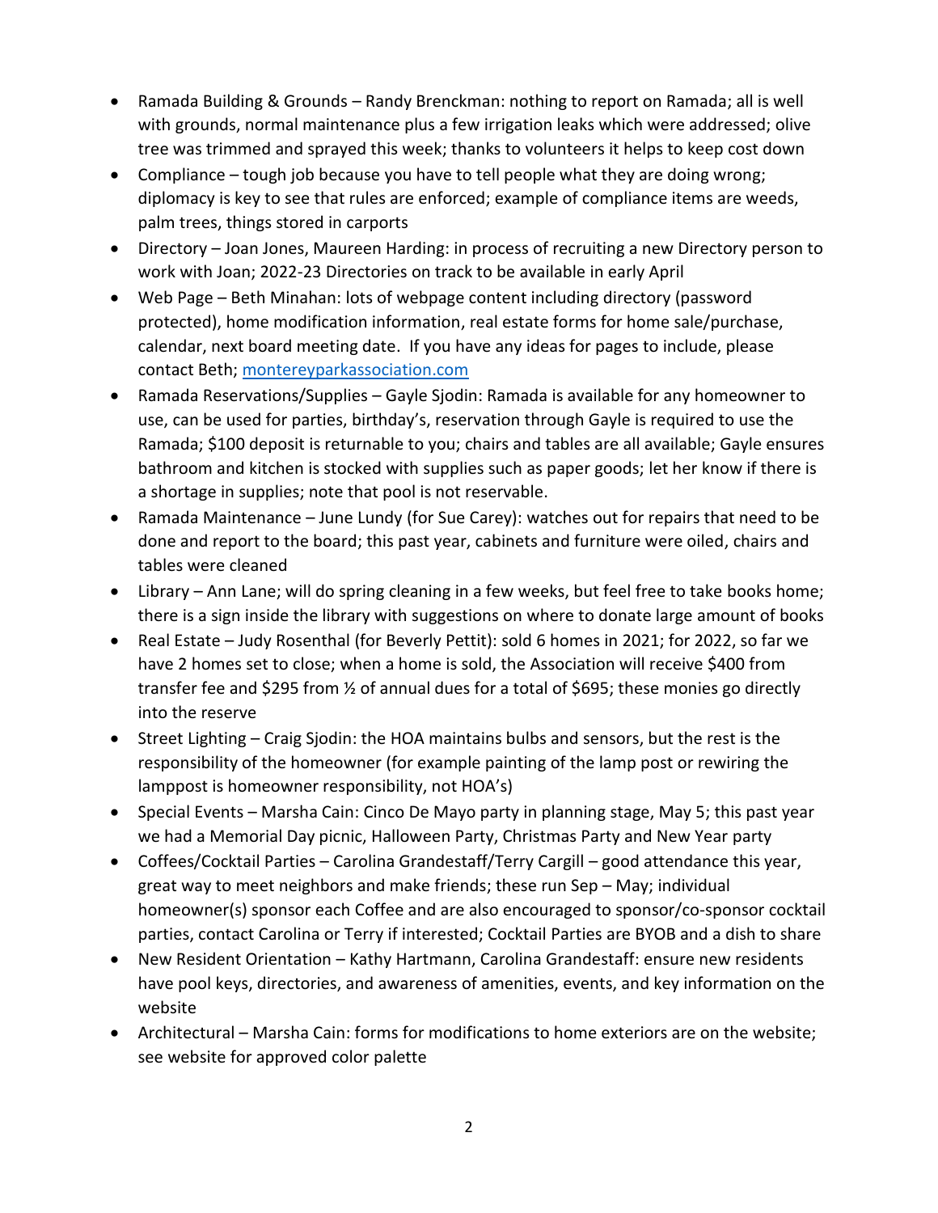- Ramada Building & Grounds – Randy Brenckman: nothing to report on Ramada; all is well with grounds, normal maintenance plus a few irrigation leaks which were addressed; olive tree was trimmed and sprayed this week; thanks to volunteers it helps to keep cost down
- Compliance – tough job because you have to tell people what they are doing wrong; diplomacy is key to see that rules are enforced; example of compliance items are weeds, palm trees, things stored in carports
- Directory – Joan Jones, Maureen Harding: in process of recruiting a new Directory person to work with Joan; 2022-23 Directories on track to be available in early April
- Web Page – Beth Minahan: lots of webpage content including directory (password protected), home modification information, real estate forms for home sale/purchase, calendar, next board meeting date. If you have any ideas for pages to include, please contact Beth; [montereyparkassociation.com](montereyparkassociation.com)
- Ramada Reservations/Supplies – Gayle Sjodin: Ramada is available for any homeowner to use, can be used for parties, birthday's, reservation through Gayle is required to use the Ramada; $100 deposit is returnable to you; chairs and tables are all available; Gayle ensures bathroom and kitchen is stocked with supplies such as paper goods; let her know if there is a shortage in supplies; note that pool is not reservable.
- Ramada Maintenance – June Lundy (for Sue Carey): watches out for repairs that need to be done and report to the board; this past year, cabinets and furniture were oiled, chairs and tables were cleaned
- Library – Ann Lane; will do spring cleaning in a few weeks, but feel free to take books home; there is a sign inside the library with suggestions on where to donate large amount of books
- Real Estate – Judy Rosenthal (for Beverly Pettit): sold 6 homes in 2021; for 2022, so far we have 2 homes set to close; when a home is sold, the Association will receive $400 from transfer fee and $295 from ½ of annual dues for a total of $695; these monies go directly into the reserve
- Street Lighting – Craig Sjodin: the HOA maintains bulbs and sensors, but the rest is the responsibility of the homeowner (for example painting of the lamp post or rewiring the lamppost is homeowner responsibility, not HOA's)
- Special Events – Marsha Cain: Cinco De Mayo party in planning stage, May 5; this past year we had a Memorial Day picnic, Halloween Party, Christmas Party and New Year party
- Coffees/Cocktail Parties – Carolina Grandestaff/Terry Cargill – good attendance this year, great way to meet neighbors and make friends; these run Sep – May; individual homeowner(s) sponsor each Coffee and are also encouraged to sponsor/co-sponsor cocktail parties, contact Carolina or Terry if interested; Cocktail Parties are BYOB and a dish to share
- New Resident Orientation – Kathy Hartmann, Carolina Grandestaff: ensure new residents have pool keys, directories, and awareness of amenities, events, and key information on the website
- Architectural – Marsha Cain: forms for modifications to home exteriors are on the website; see website for approved color palette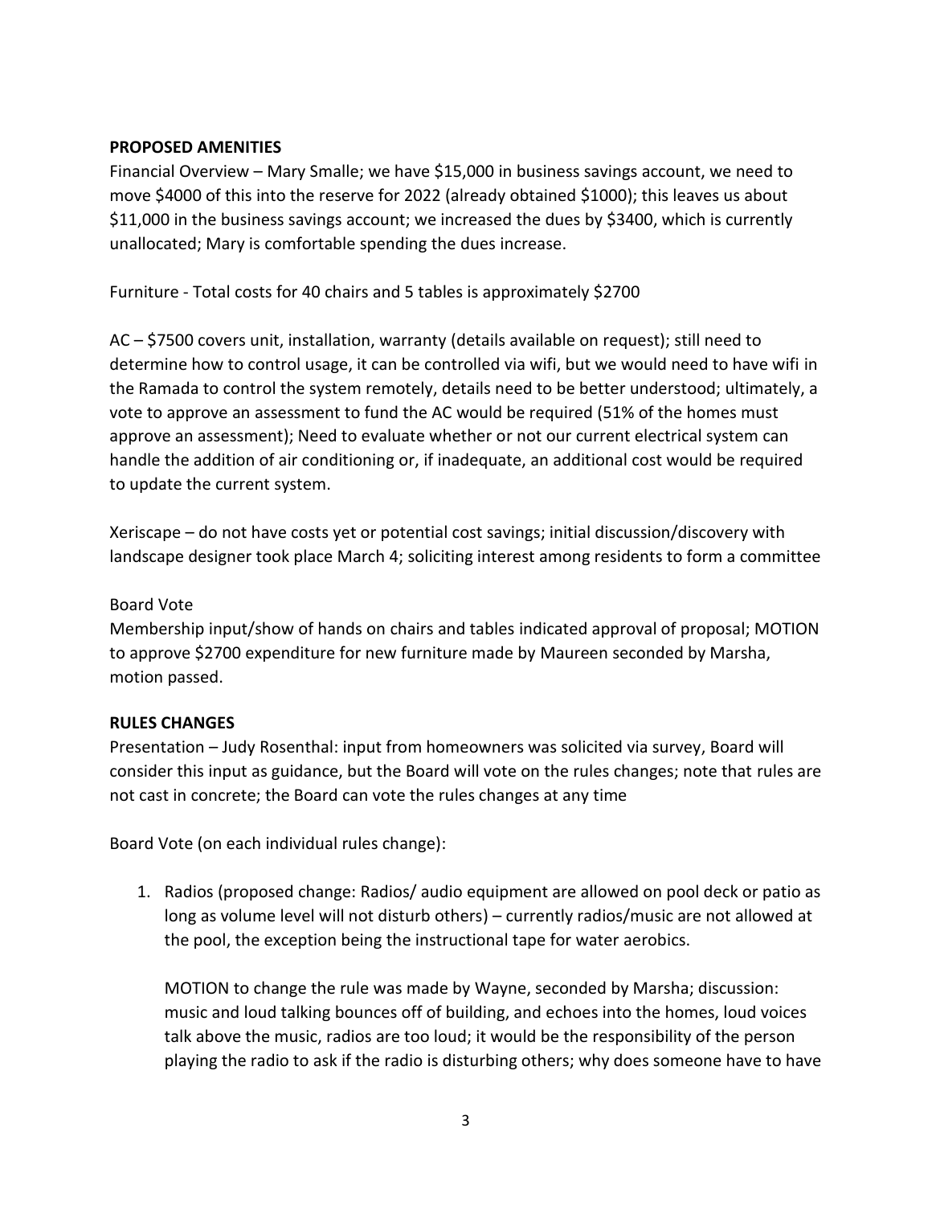**PROPOSED AMENITIES**

Financial Overview – Mary Smalle; we have $15,000 in business savings account, we need to move $4000 of this into the reserve for 2022 (already obtained $1000); this leaves us about $11,000 in the business savings account; we increased the dues by $3400, which is currently unallocated; Mary is comfortable spending the dues increase.

Furniture - Total costs for 40 chairs and 5 tables is approximately $2700

AC – $7500 covers unit, installation, warranty (details available on request); still need to determine how to control usage, it can be controlled via wifi, but we would need to have wifi in the Ramada to control the system remotely, details need to be better understood; ultimately, a vote to approve an assessment to fund the AC would be required (51% of the homes must approve an assessment); Need to evaluate whether or not our current electrical system can handle the addition of air conditioning or, if inadequate, an additional cost would be required to update the current system.

Xeriscape – do not have costs yet or potential cost savings; initial discussion/discovery with landscape designer took place March 4; soliciting interest among residents to form a committee

Board Vote

Membership input/show of hands on chairs and tables indicated approval of proposal; MOTION to approve $2700 expenditure for new furniture made by Maureen seconded by Marsha, motion passed.

**RULES CHANGES**

Presentation – Judy Rosenthal: input from homeowners was solicited via survey, Board will consider this input as guidance, but the Board will vote on the rules changes; note that rules are not cast in concrete; the Board can vote the rules changes at any time

Board Vote (on each individual rules change):

1. Radios (proposed change: Radios/ audio equipment are allowed on pool deck or patio as long as volume level will not disturb others) – currently radios/music are not allowed at the pool, the exception being the instructional tape for water aerobics.

   MOTION to change the rule was made by Wayne, seconded by Marsha; discussion: music and loud talking bounces off of building, and echoes into the homes, loud voices talk above the music, radios are too loud; it would be the responsibility of the person playing the radio to ask if the radio is disturbing others; why does someone have to have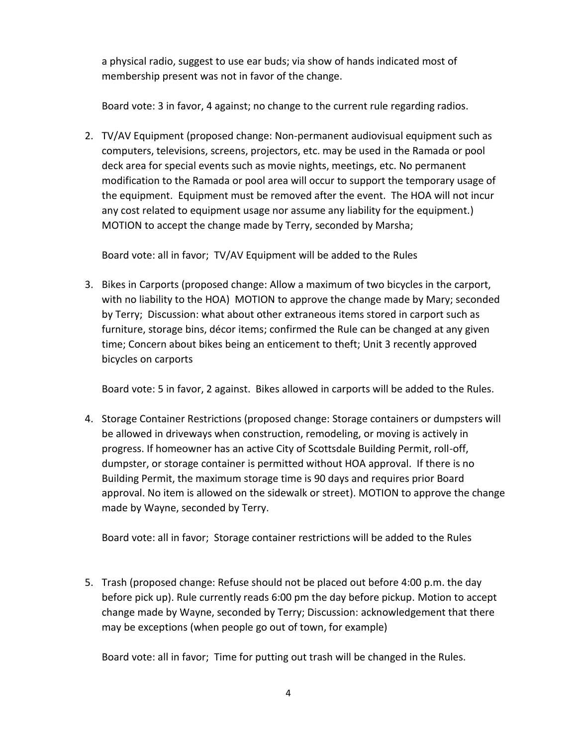a physical radio, suggest to use ear buds; via show of hands indicated most of membership present was not in favor of the change.

Board vote: 3 in favor, 4 against; no change to the current rule regarding radios.

2. TV/AV Equipment (proposed change: Non-permanent audiovisual equipment such as computers, televisions, screens, projectors, etc. may be used in the Ramada or pool deck area for special events such as movie nights, meetings, etc. No permanent modification to the Ramada or pool area will occur to support the temporary usage of the equipment. Equipment must be removed after the event. The HOA will not incur any cost related to equipment usage nor assume any liability for the equipment.) MOTION to accept the change made by Terry, seconded by Marsha;

   Board vote: all in favor; TV/AV Equipment will be added to the Rules

3. Bikes in Carports (proposed change: Allow a maximum of two bicycles in the carport, with no liability to the HOA) MOTION to approve the change made by Mary; seconded by Terry; Discussion: what about other extraneous items stored in carport such as furniture, storage bins, décor items; confirmed the Rule can be changed at any given time; Concern about bikes being an enticement to theft; Unit 3 recently approved bicycles on carports

   Board vote: 5 in favor, 2 against. Bikes allowed in carports will be added to the Rules.

4. Storage Container Restrictions (proposed change: Storage containers or dumpsters will be allowed in driveways when construction, remodeling, or moving is actively in progress. If homeowner has an active City of Scottsdale Building Permit, roll-off, dumpster, or storage container is permitted without HOA approval. If there is no Building Permit, the maximum storage time is 90 days and requires prior Board approval. No item is allowed on the sidewalk or street). MOTION to approve the change made by Wayne, seconded by Terry.

   Board vote: all in favor; Storage container restrictions will be added to the Rules

5. Trash (proposed change: Refuse should not be placed out before 4:00 p.m. the day before pick up). Rule currently reads 6:00 pm the day before pickup. Motion to accept change made by Wayne, seconded by Terry; Discussion: acknowledgement that there may be exceptions (when people go out of town, for example)

   Board vote: all in favor; Time for putting out trash will be changed in the Rules.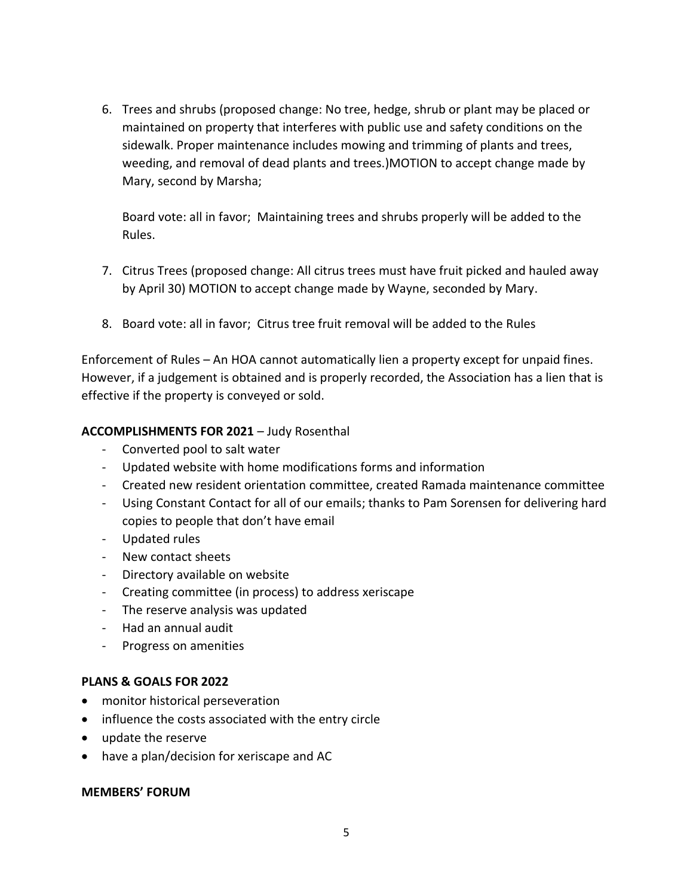6. Trees and shrubs (proposed change: No tree, hedge, shrub or plant may be placed or maintained on property that interferes with public use and safety conditions on the sidewalk. Proper maintenance includes mowing and trimming of plants and trees, weeding, and removal of dead plants and trees.)MOTION to accept change made by Mary, second by Marsha;

   Board vote: all in favor; Maintaining trees and shrubs properly will be added to the Rules.

7. Citrus Trees (proposed change: All citrus trees must have fruit picked and hauled away by April 30) MOTION to accept change made by Wayne, seconded by Mary.

8. Board vote: all in favor; Citrus tree fruit removal will be added to the Rules

Enforcement of Rules – An HOA cannot automatically lien a property except for unpaid fines. However, if a judgement is obtained and is properly recorded, the Association has a lien that is effective if the property is conveyed or sold.

**ACCOMPLISHMENTS FOR 2021** – Judy Rosenthal

- Converted pool to salt water
- Updated website with home modifications forms and information
- Created new resident orientation committee, created Ramada maintenance committee
- Using Constant Contact for all of our emails; thanks to Pam Sorensen for delivering hard copies to people that don't have email
- Updated rules
- New contact sheets
- Directory available on website
- Creating committee (in process) to address xeriscape
- The reserve analysis was updated
- Had an annual audit
- Progress on amenities

**PLANS & GOALS FOR 2022**

- monitor historical perseveration
- influence the costs associated with the entry circle
- update the reserve
- have a plan/decision for xeriscape and AC

**MEMBERS' FORUM**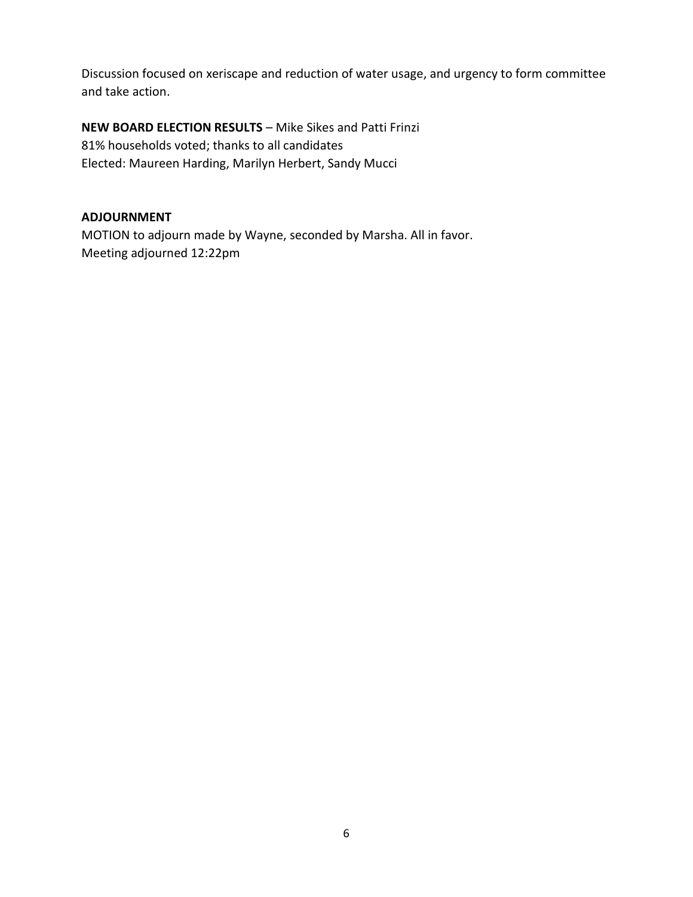Discussion focused on xeriscape and reduction of water usage, and urgency to form committee and take action.

**NEW BOARD ELECTION RESULTS** – Mike Sikes and Patti Frinzi
81% households voted; thanks to all candidates
Elected: Maureen Harding, Marilyn Herbert, Sandy Mucci

**ADJOURNMENT**
MOTION to adjourn made by Wayne, seconded by Marsha. All in favor.
Meeting adjourned 12:22pm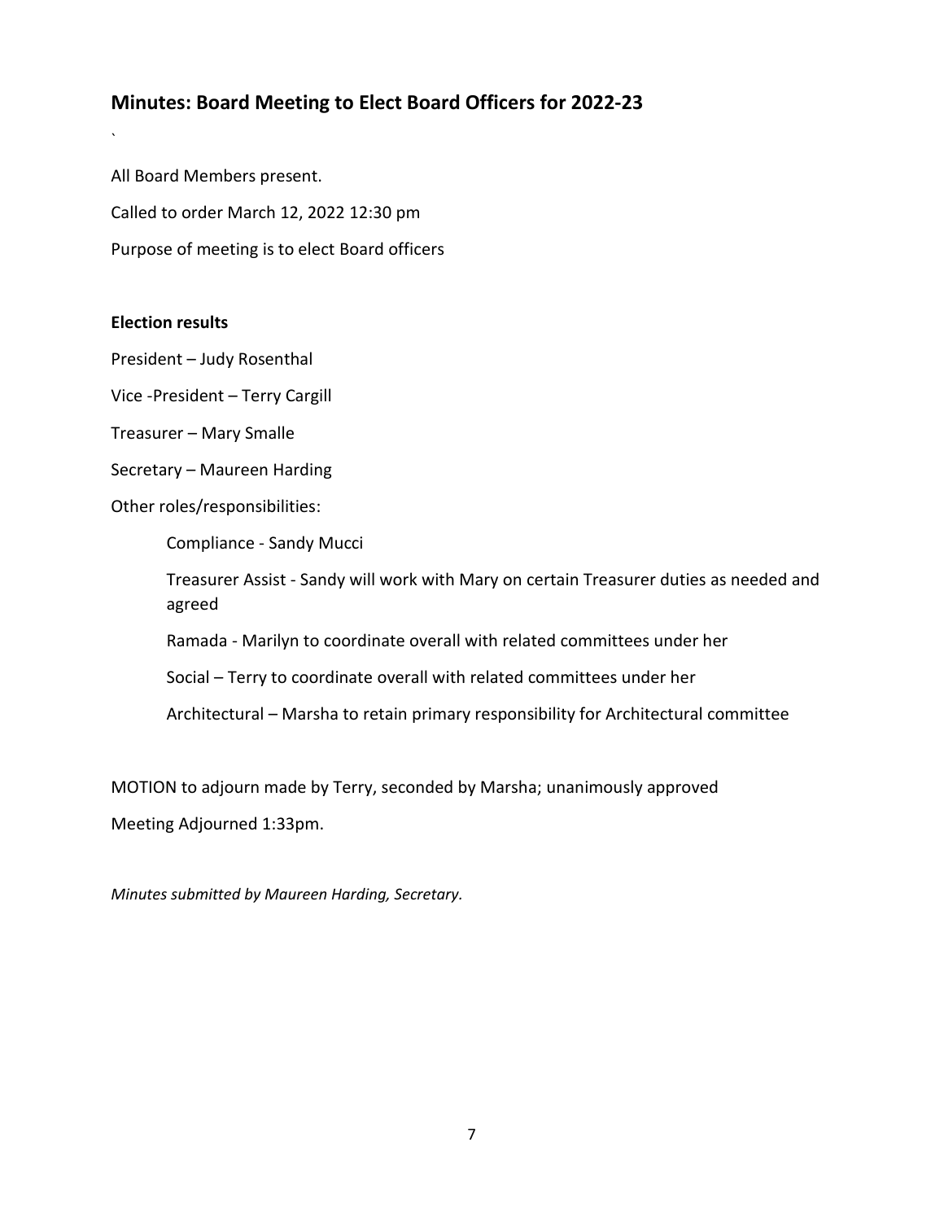## Minutes: Board Meeting to Elect Board Officers for 2022-23

`

All Board Members present.

Called to order March 12, 2022 12:30 pm

Purpose of meeting is to elect Board officers

**Election results**

President – Judy Rosenthal

Vice -President – Terry Cargill

Treasurer – Mary Smalle

Secretary – Maureen Harding

Other roles/responsibilities:

> Compliance - Sandy Mucci
>
> Treasurer Assist - Sandy will work with Mary on certain Treasurer duties as needed and agreed
>
> Ramada - Marilyn to coordinate overall with related committees under her
>
> Social – Terry to coordinate overall with related committees under her
>
> Architectural – Marsha to retain primary responsibility for Architectural committee

MOTION to adjourn made by Terry, seconded by Marsha; unanimously approved

Meeting Adjourned 1:33pm.

*Minutes submitted by Maureen Harding, Secretary.*